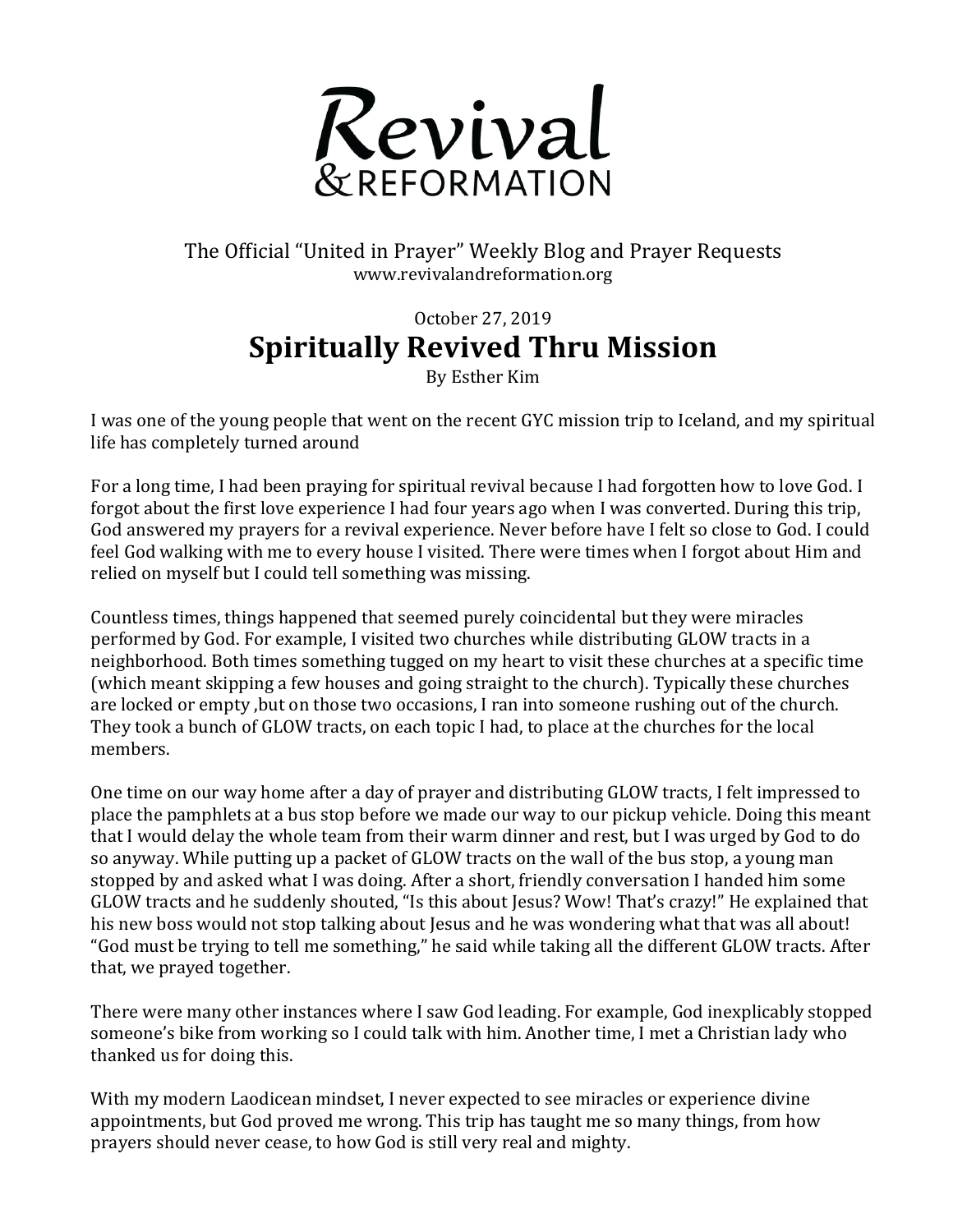# Revival & REFORMATION

The Official "United in Prayer" Weekly Blog and Prayer Requests
www.revivalandreformation.org

October 27, 2019

## Spiritually Revived Thru Mission

By Esther Kim

I was one of the young people that went on the recent GYC mission trip to Iceland, and my spiritual life has completely turned around

For a long time, I had been praying for spiritual revival because I had forgotten how to love God. I forgot about the first love experience I had four years ago when I was converted. During this trip, God answered my prayers for a revival experience. Never before have I felt so close to God. I could feel God walking with me to every house I visited. There were times when I forgot about Him and relied on myself but I could tell something was missing.

Countless times, things happened that seemed purely coincidental but they were miracles performed by God. For example, I visited two churches while distributing GLOW tracts in a neighborhood. Both times something tugged on my heart to visit these churches at a specific time (which meant skipping a few houses and going straight to the church). Typically these churches are locked or empty ,but on those two occasions, I ran into someone rushing out of the church. They took a bunch of GLOW tracts, on each topic I had, to place at the churches for the local members.

One time on our way home after a day of prayer and distributing GLOW tracts, I felt impressed to place the pamphlets at a bus stop before we made our way to our pickup vehicle. Doing this meant that I would delay the whole team from their warm dinner and rest, but I was urged by God to do so anyway. While putting up a packet of GLOW tracts on the wall of the bus stop, a young man stopped by and asked what I was doing. After a short, friendly conversation I handed him some GLOW tracts and he suddenly shouted, "Is this about Jesus? Wow! That's crazy!" He explained that his new boss would not stop talking about Jesus and he was wondering what that was all about! "God must be trying to tell me something," he said while taking all the different GLOW tracts. After that, we prayed together.

There were many other instances where I saw God leading. For example, God inexplicably stopped someone's bike from working so I could talk with him. Another time, I met a Christian lady who thanked us for doing this.

With my modern Laodicean mindset, I never expected to see miracles or experience divine appointments, but God proved me wrong. This trip has taught me so many things, from how prayers should never cease, to how God is still very real and mighty.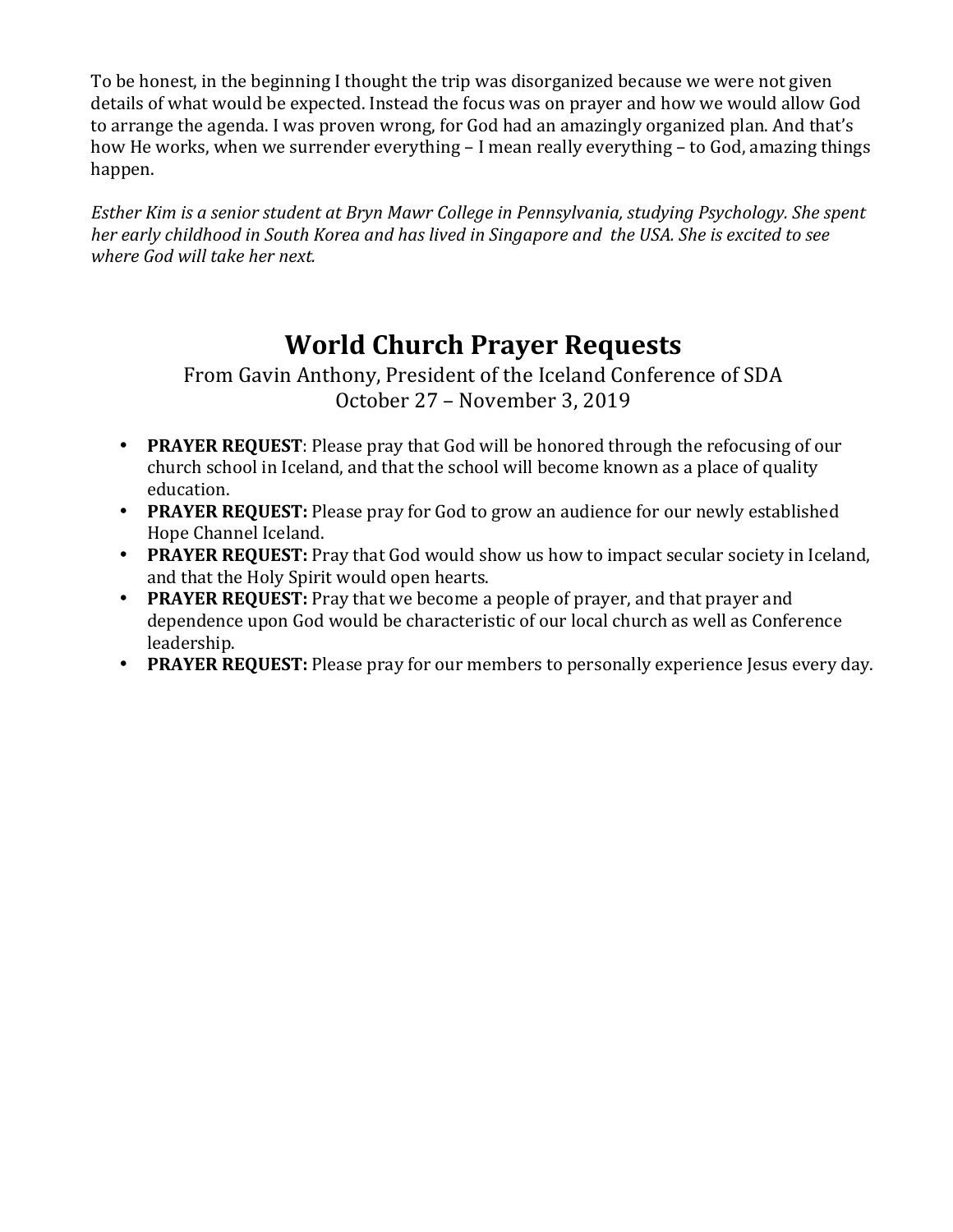To be honest, in the beginning I thought the trip was disorganized because we were not given details of what would be expected. Instead the focus was on prayer and how we would allow God to arrange the agenda. I was proven wrong, for God had an amazingly organized plan. And that's how He works, when we surrender everything – I mean really everything – to God, amazing things happen.

*Esther Kim is a senior student at Bryn Mawr College in Pennsylvania, studying Psychology. She spent her early childhood in South Korea and has lived in Singapore and the USA. She is excited to see where God will take her next.*

# World Church Prayer Requests

From Gavin Anthony, President of the Iceland Conference of SDA
October 27 – November 3, 2019

- **PRAYER REQUEST**: Please pray that God will be honored through the refocusing of our church school in Iceland, and that the school will become known as a place of quality education.
- **PRAYER REQUEST:** Please pray for God to grow an audience for our newly established Hope Channel Iceland.
- **PRAYER REQUEST:** Pray that God would show us how to impact secular society in Iceland, and that the Holy Spirit would open hearts.
- **PRAYER REQUEST:** Pray that we become a people of prayer, and that prayer and dependence upon God would be characteristic of our local church as well as Conference leadership.
- **PRAYER REQUEST:** Please pray for our members to personally experience Jesus every day.